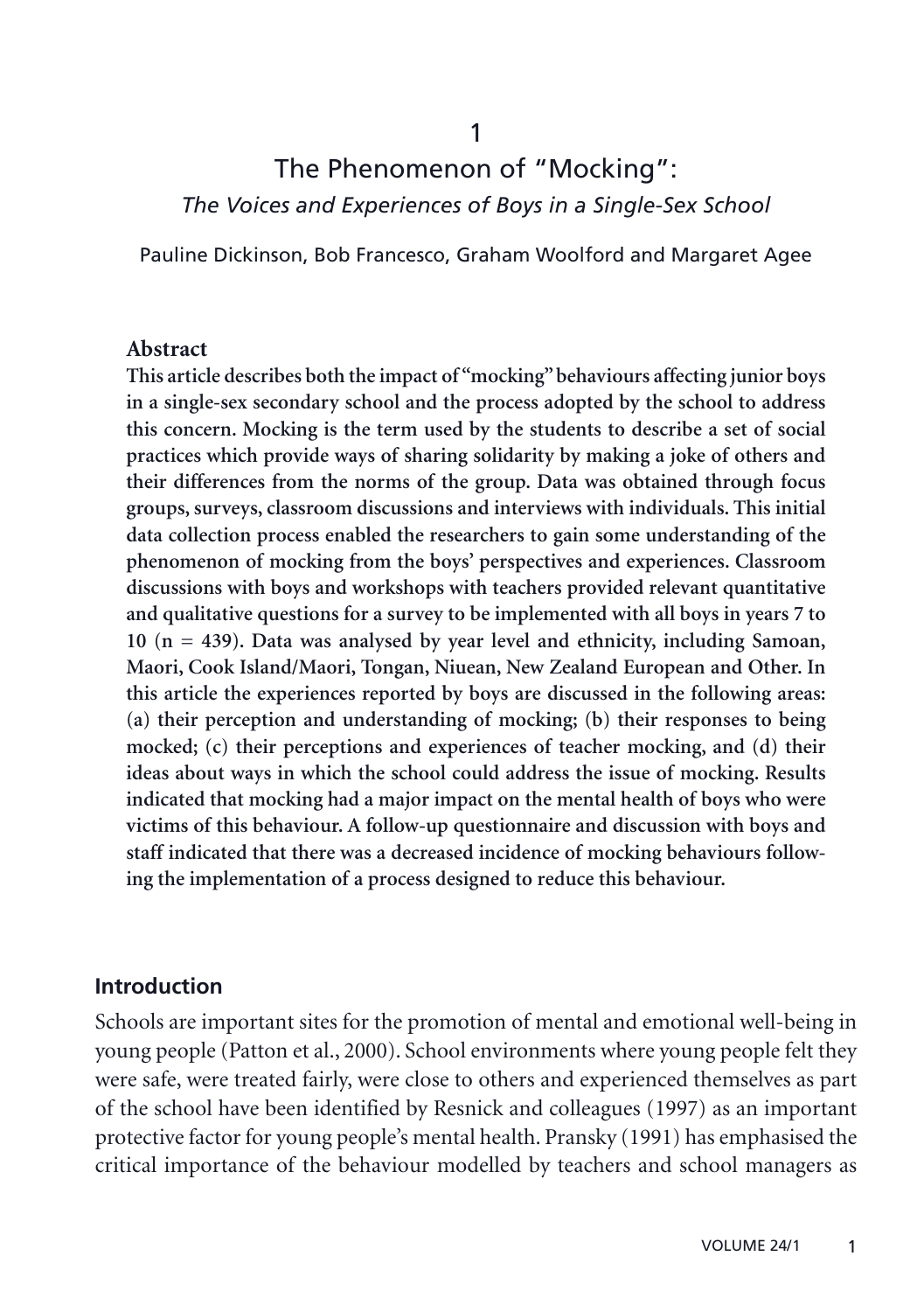1

# The Phenomenon of "Mocking": *The Voices and Experiences of Boys in a Single-Sex School*

Pauline Dickinson, Bob Francesco, Graham Woolford and Margaret Agee

**Abstract**

**This article describes both the impact of "mocking" behaviours affecting junior boys in a single-sex secondary school and the process adopted by the school to address this concern. Mocking is the term used by the students to describe a set of social practices which provide ways of sharing solidarity by making a joke of others and their differences from the norms of the group. Data was obtained through focus groups, surveys, classroom discussions and interviews with individuals. This initial data collection process enabled the researchers to gain some understanding of the phenomenon of mocking from the boys' perspectives and experiences. Classroom discussions with boys and workshops with teachers provided relevant quantitative and qualitative questions for a survey to be implemented with all boys in years 7 to 10 (n = 439). Data was analysed by year level and ethnicity, including Samoan, Maori, Cook Island/Maori, Tongan, Niuean, New Zealand European and Other. In this article the experiences reported by boys are discussed in the following areas: (a) their perception and understanding of mocking; (b) their responses to being mocked; (c) their perceptions and experiences of teacher mocking, and (d) their ideas about ways in which the school could address the issue of mocking. Results indicated that mocking had a major impact on the mental health of boys who were victims of this behaviour. A follow-up questionnaire and discussion with boys and staff indicated that there was a decreased incidence of mocking behaviours following the implementation of a process designed to reduce this behaviour.**

## Introduction

Schools are important sites for the promotion of mental and emotional well-being in young people (Patton et al., 2000). School environments where young people felt they were safe, were treated fairly, were close to others and experienced themselves as part of the school have been identified by Resnick and colleagues (1997) as an important protective factor for young people's mental health. Pransky (1991) has emphasised the critical importance of the behaviour modelled by teachers and school managers as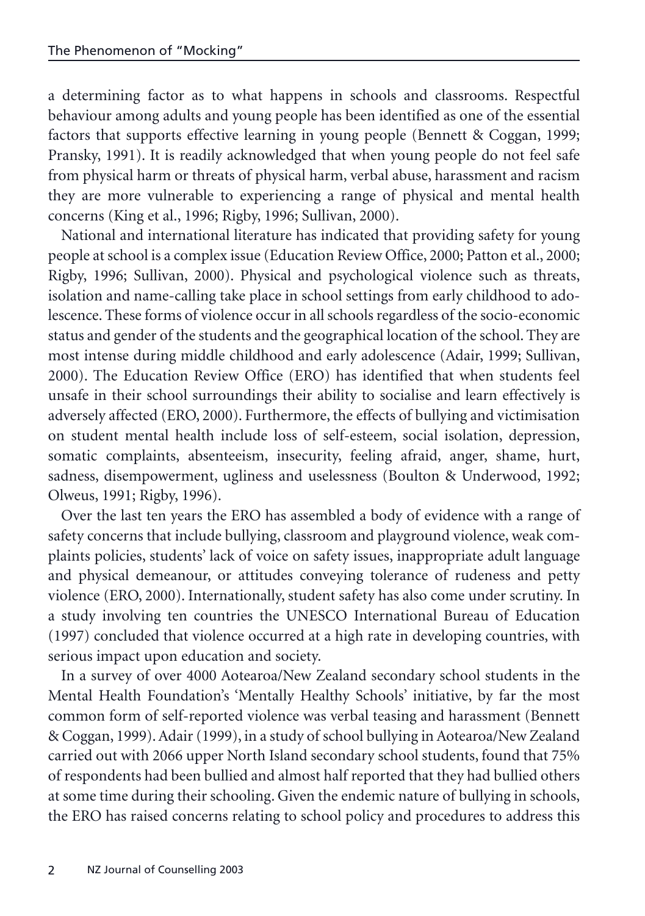a determining factor as to what happens in schools and classrooms. Respectful behaviour among adults and young people has been identified as one of the essential factors that supports effective learning in young people (Bennett & Coggan, 1999; Pransky, 1991). It is readily acknowledged that when young people do not feel safe from physical harm or threats of physical harm, verbal abuse, harassment and racism they are more vulnerable to experiencing a range of physical and mental health concerns (King et al., 1996; Rigby, 1996; Sullivan, 2000).

National and international literature has indicated that providing safety for young people at school is a complex issue (Education Review Office, 2000; Patton et al., 2000; Rigby, 1996; Sullivan, 2000). Physical and psychological violence such as threats, isolation and name-calling take place in school settings from early childhood to adolescence. These forms of violence occur in all schools regardless of the socio-economic status and gender of the students and the geographical location of the school. They are most intense during middle childhood and early adolescence (Adair, 1999; Sullivan, 2000). The Education Review Office (ERO) has identified that when students feel unsafe in their school surroundings their ability to socialise and learn effectively is adversely affected (ERO, 2000). Furthermore, the effects of bullying and victimisation on student mental health include loss of self-esteem, social isolation, depression, somatic complaints, absenteeism, insecurity, feeling afraid, anger, shame, hurt, sadness, disempowerment, ugliness and uselessness (Boulton & Underwood, 1992; Olweus, 1991; Rigby, 1996).

Over the last ten years the ERO has assembled a body of evidence with a range of safety concerns that include bullying, classroom and playground violence, weak complaints policies, students' lack of voice on safety issues, inappropriate adult language and physical demeanour, or attitudes conveying tolerance of rudeness and petty violence (ERO, 2000). Internationally, student safety has also come under scrutiny. In a study involving ten countries the UNESCO International Bureau of Education (1997) concluded that violence occurred at a high rate in developing countries, with serious impact upon education and society.

In a survey of over 4000 Aotearoa/New Zealand secondary school students in the Mental Health Foundation's 'Mentally Healthy Schools' initiative, by far the most common form of self-reported violence was verbal teasing and harassment (Bennett & Coggan, 1999). Adair (1999), in a study of school bullying in Aotearoa/New Zealand carried out with 2066 upper North Island secondary school students, found that 75% of respondents had been bullied and almost half reported that they had bullied others at some time during their schooling. Given the endemic nature of bullying in schools, the ERO has raised concerns relating to school policy and procedures to address this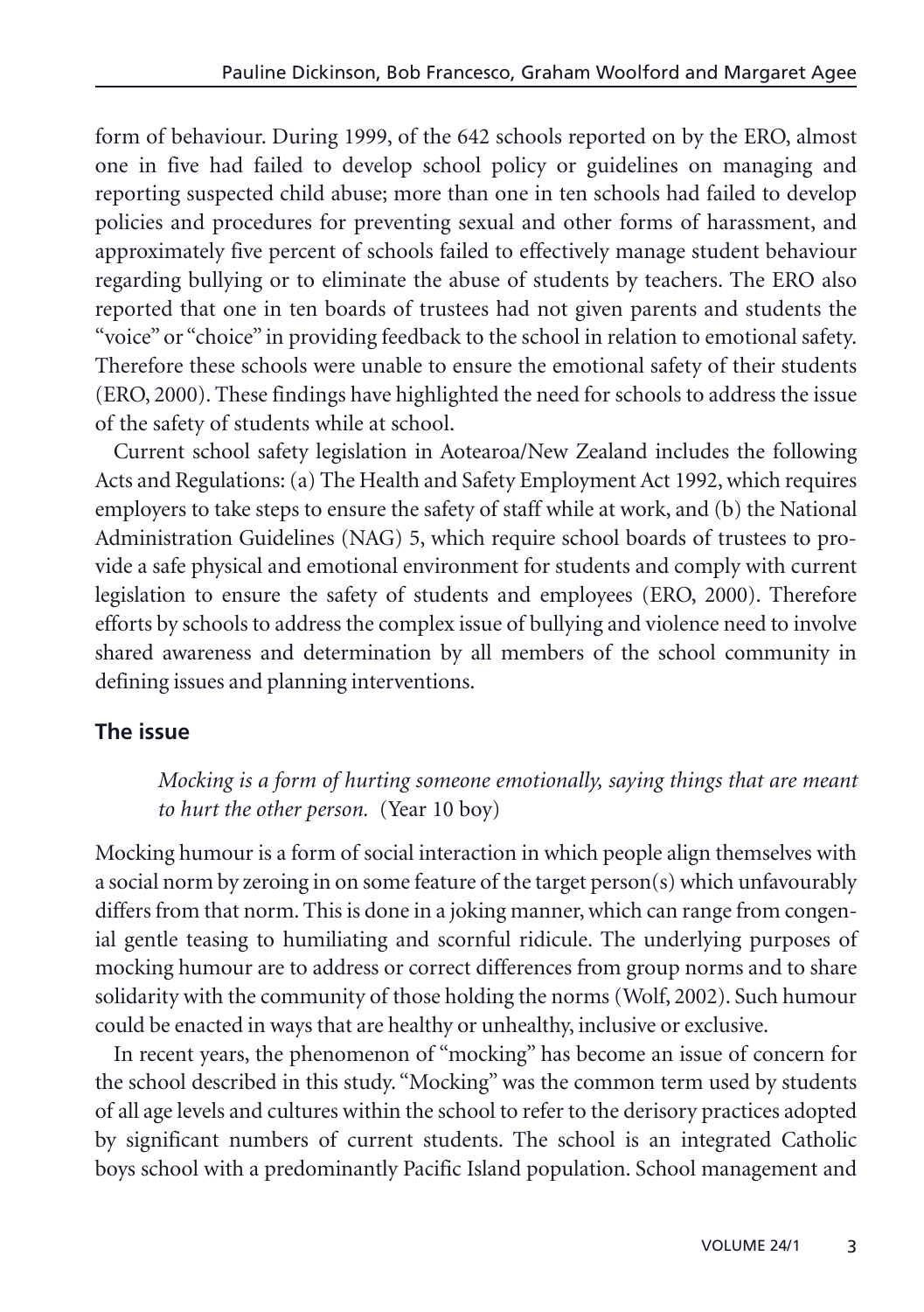form of behaviour. During 1999, of the 642 schools reported on by the ERO, almost one in five had failed to develop school policy or guidelines on managing and reporting suspected child abuse; more than one in ten schools had failed to develop policies and procedures for preventing sexual and other forms of harassment, and approximately five percent of schools failed to effectively manage student behaviour regarding bullying or to eliminate the abuse of students by teachers. The ERO also reported that one in ten boards of trustees had not given parents and students the "voice" or "choice" in providing feedback to the school in relation to emotional safety. Therefore these schools were unable to ensure the emotional safety of their students (ERO, 2000). These findings have highlighted the need for schools to address the issue of the safety of students while at school.

Current school safety legislation in Aotearoa/New Zealand includes the following Acts and Regulations: (a) The Health and Safety Employment Act 1992, which requires employers to take steps to ensure the safety of staff while at work, and (b) the National Administration Guidelines (NAG) 5, which require school boards of trustees to provide a safe physical and emotional environment for students and comply with current legislation to ensure the safety of students and employees (ERO, 2000). Therefore efforts by schools to address the complex issue of bullying and violence need to involve shared awareness and determination by all members of the school community in defining issues and planning interventions.

## The issue

> *Mocking is a form of hurting someone emotionally, saying things that are meant to hurt the other person.* (Year 10 boy)

Mocking humour is a form of social interaction in which people align themselves with a social norm by zeroing in on some feature of the target person(s) which unfavourably differs from that norm. This is done in a joking manner, which can range from congenial gentle teasing to humiliating and scornful ridicule. The underlying purposes of mocking humour are to address or correct differences from group norms and to share solidarity with the community of those holding the norms (Wolf, 2002). Such humour could be enacted in ways that are healthy or unhealthy, inclusive or exclusive.

In recent years, the phenomenon of "mocking" has become an issue of concern for the school described in this study. "Mocking" was the common term used by students of all age levels and cultures within the school to refer to the derisory practices adopted by significant numbers of current students. The school is an integrated Catholic boys school with a predominantly Pacific Island population. School management and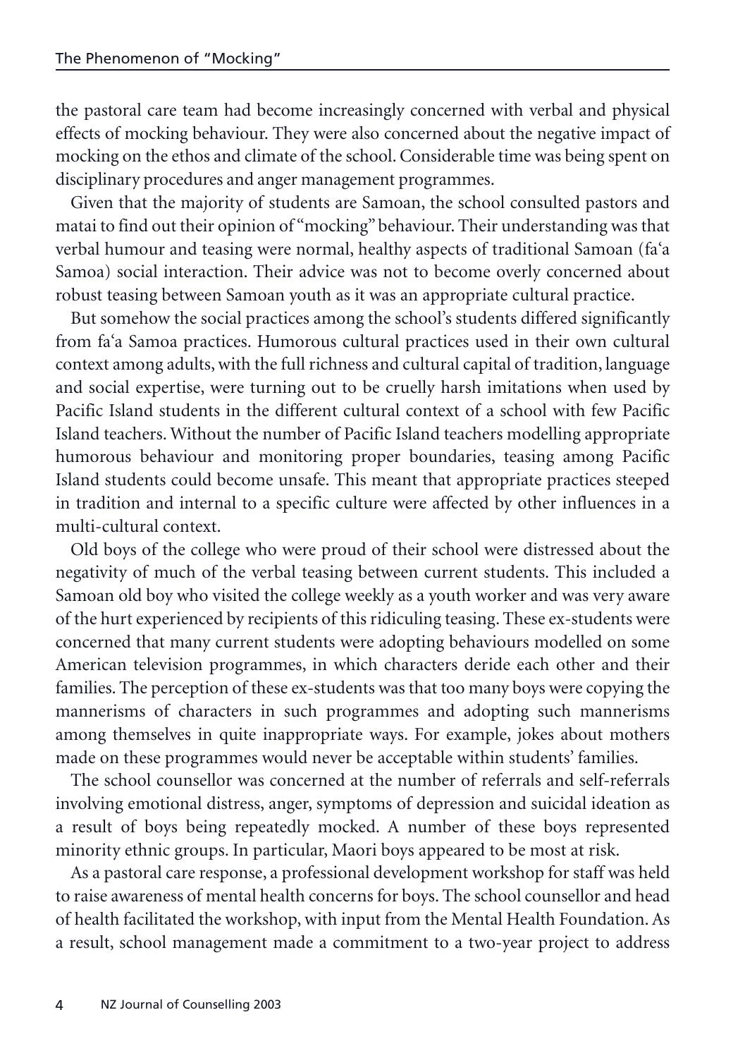the pastoral care team had become increasingly concerned with verbal and physical effects of mocking behaviour. They were also concerned about the negative impact of mocking on the ethos and climate of the school. Considerable time was being spent on disciplinary procedures and anger management programmes.

Given that the majority of students are Samoan, the school consulted pastors and matai to find out their opinion of "mocking" behaviour. Their understanding was that verbal humour and teasing were normal, healthy aspects of traditional Samoan (fa'a Samoa) social interaction. Their advice was not to become overly concerned about robust teasing between Samoan youth as it was an appropriate cultural practice.

But somehow the social practices among the school's students differed significantly from fa'a Samoa practices. Humorous cultural practices used in their own cultural context among adults, with the full richness and cultural capital of tradition, language and social expertise, were turning out to be cruelly harsh imitations when used by Pacific Island students in the different cultural context of a school with few Pacific Island teachers. Without the number of Pacific Island teachers modelling appropriate humorous behaviour and monitoring proper boundaries, teasing among Pacific Island students could become unsafe. This meant that appropriate practices steeped in tradition and internal to a specific culture were affected by other influences in a multi-cultural context.

Old boys of the college who were proud of their school were distressed about the negativity of much of the verbal teasing between current students. This included a Samoan old boy who visited the college weekly as a youth worker and was very aware of the hurt experienced by recipients of this ridiculing teasing. These ex-students were concerned that many current students were adopting behaviours modelled on some American television programmes, in which characters deride each other and their families. The perception of these ex-students was that too many boys were copying the mannerisms of characters in such programmes and adopting such mannerisms among themselves in quite inappropriate ways. For example, jokes about mothers made on these programmes would never be acceptable within students' families.

The school counsellor was concerned at the number of referrals and self-referrals involving emotional distress, anger, symptoms of depression and suicidal ideation as a result of boys being repeatedly mocked. A number of these boys represented minority ethnic groups. In particular, Maori boys appeared to be most at risk.

As a pastoral care response, a professional development workshop for staff was held to raise awareness of mental health concerns for boys. The school counsellor and head of health facilitated the workshop, with input from the Mental Health Foundation. As a result, school management made a commitment to a two-year project to address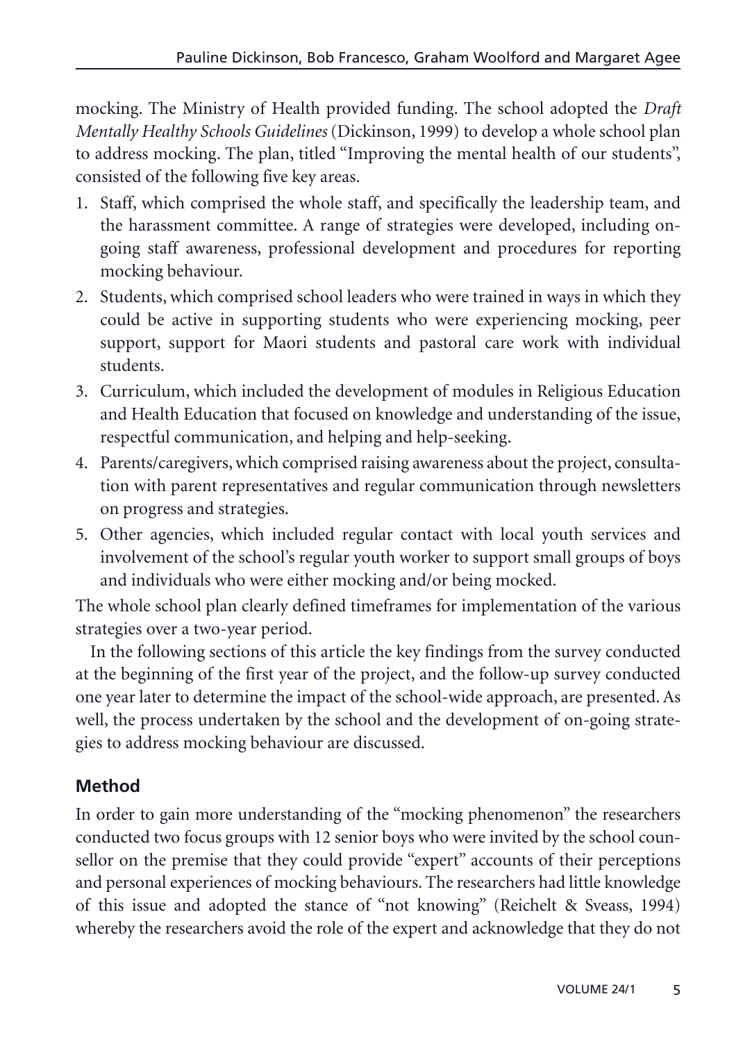mocking. The Ministry of Health provided funding. The school adopted the *Draft Mentally Healthy Schools Guidelines* (Dickinson, 1999) to develop a whole school plan to address mocking. The plan, titled "Improving the mental health of our students", consisted of the following five key areas.

1. Staff, which comprised the whole staff, and specifically the leadership team, and the harassment committee. A range of strategies were developed, including on-going staff awareness, professional development and procedures for reporting mocking behaviour.
2. Students, which comprised school leaders who were trained in ways in which they could be active in supporting students who were experiencing mocking, peer support, support for Maori students and pastoral care work with individual students.
3. Curriculum, which included the development of modules in Religious Education and Health Education that focused on knowledge and understanding of the issue, respectful communication, and helping and help-seeking.
4. Parents/caregivers, which comprised raising awareness about the project, consultation with parent representatives and regular communication through newsletters on progress and strategies.
5. Other agencies, which included regular contact with local youth services and involvement of the school's regular youth worker to support small groups of boys and individuals who were either mocking and/or being mocked.

The whole school plan clearly defined timeframes for implementation of the various strategies over a two-year period.

In the following sections of this article the key findings from the survey conducted at the beginning of the first year of the project, and the follow-up survey conducted one year later to determine the impact of the school-wide approach, are presented. As well, the process undertaken by the school and the development of on-going strategies to address mocking behaviour are discussed.

## Method

In order to gain more understanding of the "mocking phenomenon" the researchers conducted two focus groups with 12 senior boys who were invited by the school counsellor on the premise that they could provide "expert" accounts of their perceptions and personal experiences of mocking behaviours. The researchers had little knowledge of this issue and adopted the stance of "not knowing" (Reichelt & Sveass, 1994) whereby the researchers avoid the role of the expert and acknowledge that they do not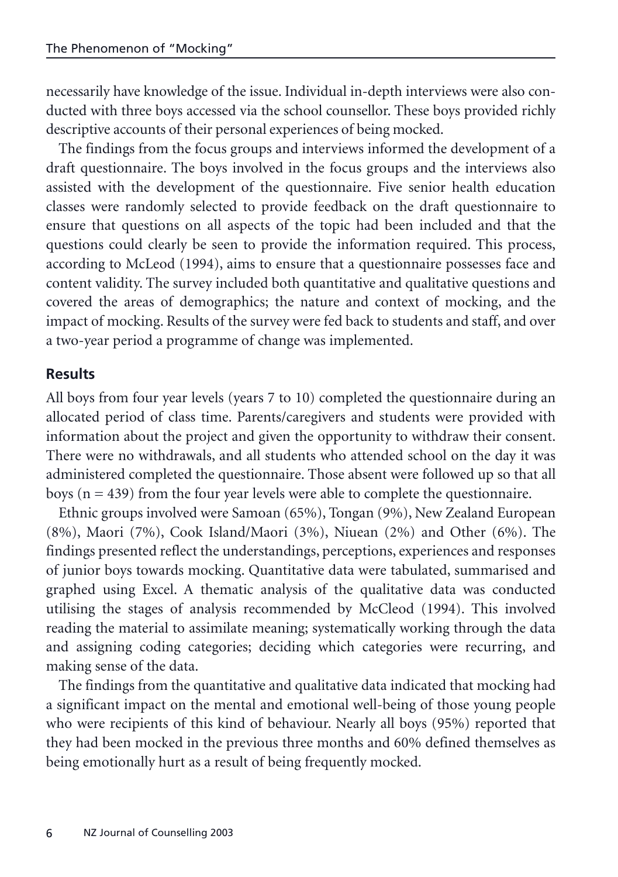necessarily have knowledge of the issue. Individual in-depth interviews were also conducted with three boys accessed via the school counsellor. These boys provided richly descriptive accounts of their personal experiences of being mocked.

The findings from the focus groups and interviews informed the development of a draft questionnaire. The boys involved in the focus groups and the interviews also assisted with the development of the questionnaire. Five senior health education classes were randomly selected to provide feedback on the draft questionnaire to ensure that questions on all aspects of the topic had been included and that the questions could clearly be seen to provide the information required. This process, according to McLeod (1994), aims to ensure that a questionnaire possesses face and content validity. The survey included both quantitative and qualitative questions and covered the areas of demographics; the nature and context of mocking, and the impact of mocking. Results of the survey were fed back to students and staff, and over a two-year period a programme of change was implemented.

## Results

All boys from four year levels (years 7 to 10) completed the questionnaire during an allocated period of class time. Parents/caregivers and students were provided with information about the project and given the opportunity to withdraw their consent. There were no withdrawals, and all students who attended school on the day it was administered completed the questionnaire. Those absent were followed up so that all boys (n = 439) from the four year levels were able to complete the questionnaire.

Ethnic groups involved were Samoan (65%), Tongan (9%), New Zealand European (8%), Maori (7%), Cook Island/Maori (3%), Niuean (2%) and Other (6%). The findings presented reflect the understandings, perceptions, experiences and responses of junior boys towards mocking. Quantitative data were tabulated, summarised and graphed using Excel. A thematic analysis of the qualitative data was conducted utilising the stages of analysis recommended by McCleod (1994). This involved reading the material to assimilate meaning; systematically working through the data and assigning coding categories; deciding which categories were recurring, and making sense of the data.

The findings from the quantitative and qualitative data indicated that mocking had a significant impact on the mental and emotional well-being of those young people who were recipients of this kind of behaviour. Nearly all boys (95%) reported that they had been mocked in the previous three months and 60% defined themselves as being emotionally hurt as a result of being frequently mocked.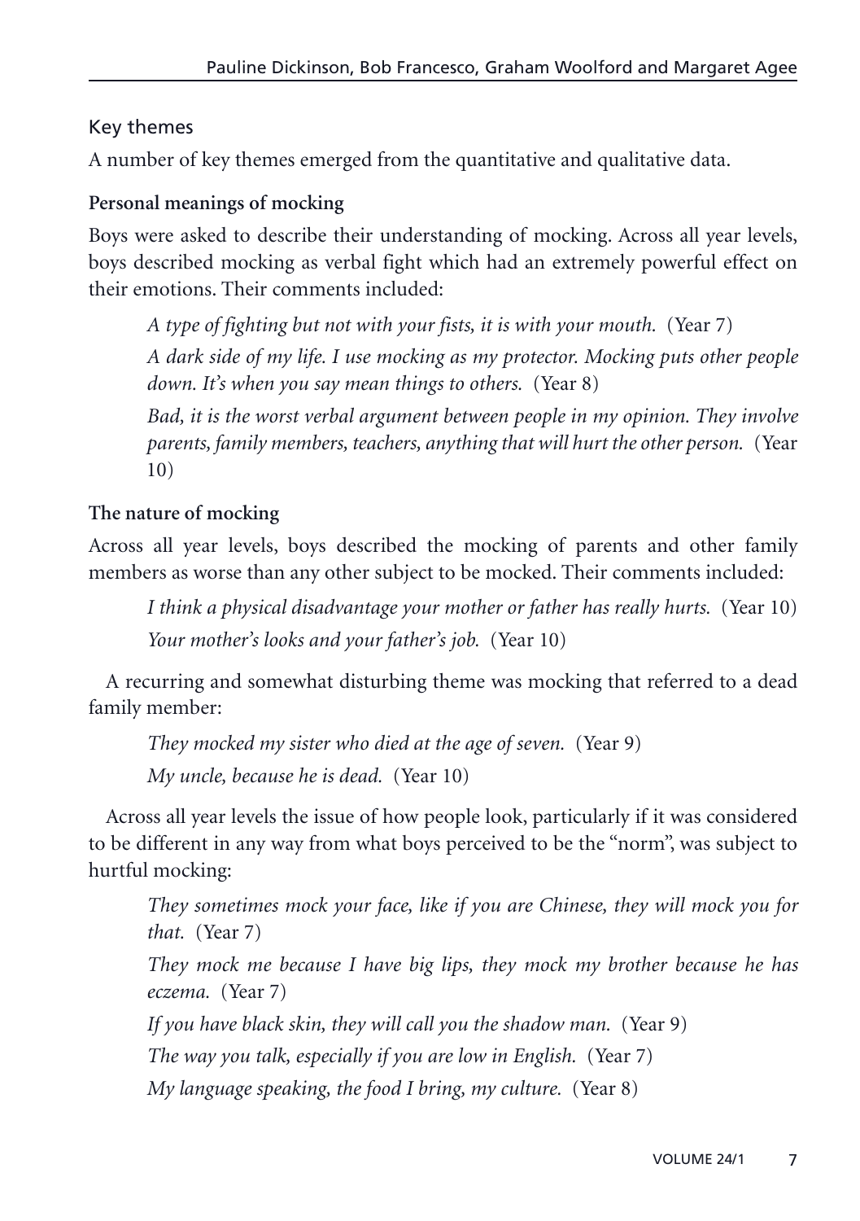## Key themes

A number of key themes emerged from the quantitative and qualitative data.

### Personal meanings of mocking

Boys were asked to describe their understanding of mocking. Across all year levels, boys described mocking as verbal fight which had an extremely powerful effect on their emotions. Their comments included:

> *A type of fighting but not with your fists, it is with your mouth.* (Year 7)
>
> *A dark side of my life. I use mocking as my protector. Mocking puts other people down. It's when you say mean things to others.* (Year 8)
>
> *Bad, it is the worst verbal argument between people in my opinion. They involve parents, family members, teachers, anything that will hurt the other person.* (Year 10)

### The nature of mocking

Across all year levels, boys described the mocking of parents and other family members as worse than any other subject to be mocked. Their comments included:

> *I think a physical disadvantage your mother or father has really hurts.* (Year 10)
>
> *Your mother's looks and your father's job.* (Year 10)

A recurring and somewhat disturbing theme was mocking that referred to a dead family member:

> *They mocked my sister who died at the age of seven.* (Year 9)
>
> *My uncle, because he is dead.* (Year 10)

Across all year levels the issue of how people look, particularly if it was considered to be different in any way from what boys perceived to be the "norm", was subject to hurtful mocking:

> *They sometimes mock your face, like if you are Chinese, they will mock you for that.* (Year 7)
>
> *They mock me because I have big lips, they mock my brother because he has eczema.* (Year 7)
>
> *If you have black skin, they will call you the shadow man.* (Year 9)
>
> *The way you talk, especially if you are low in English.* (Year 7)
>
> *My language speaking, the food I bring, my culture.* (Year 8)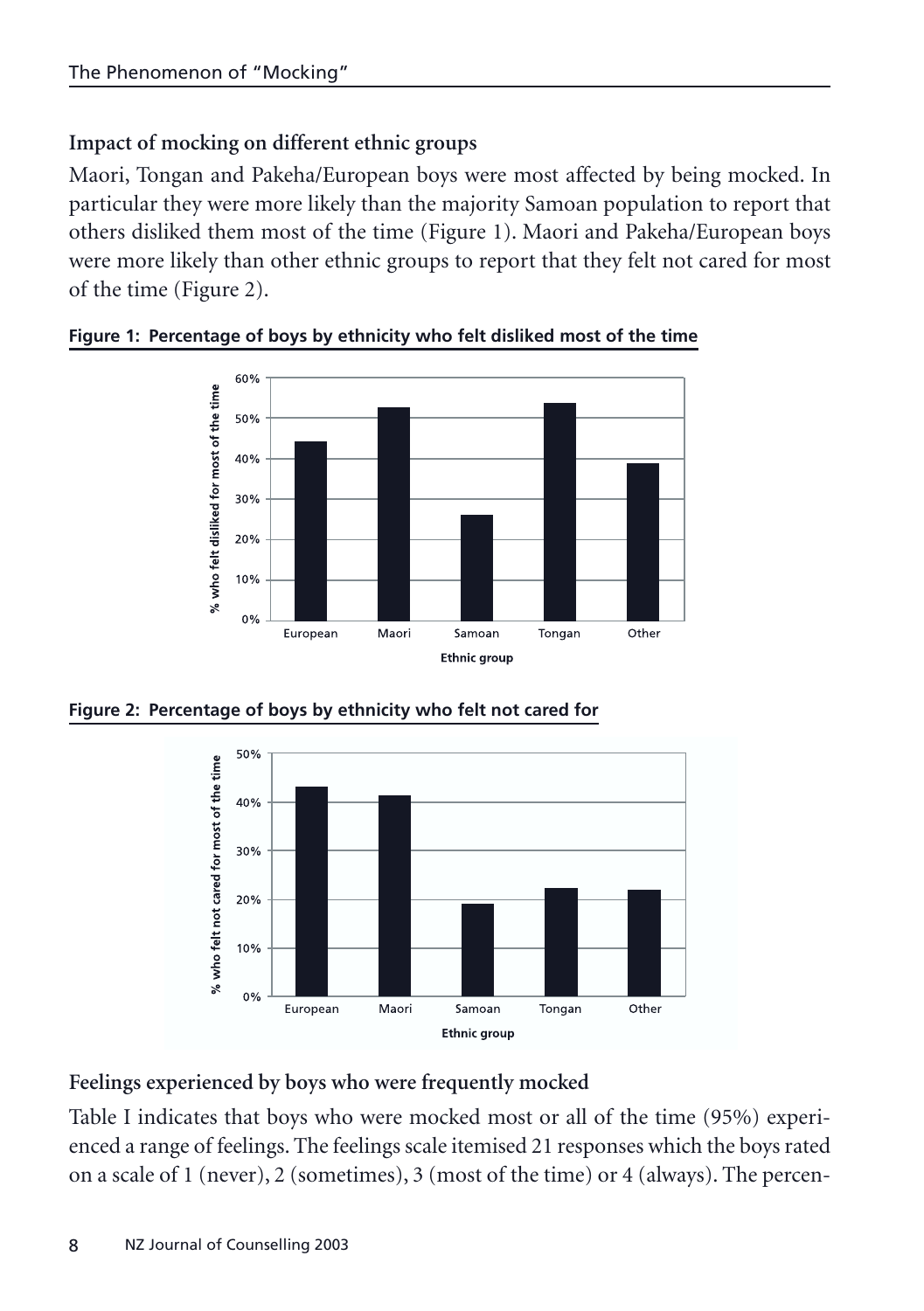### Impact of mocking on different ethnic groups

Maori, Tongan and Pakeha/European boys were most affected by being mocked. In particular they were more likely than the majority Samoan population to report that others disliked them most of the time (Figure 1). Maori and Pakeha/European boys were more likely than other ethnic groups to report that they felt not cared for most of the time (Figure 2).

**Figure 1: Percentage of boys by ethnicity who felt disliked most of the time**

**Figure 2: Percentage of boys by ethnicity who felt not cared for**

### Feelings experienced by boys who were frequently mocked

Table I indicates that boys who were mocked most or all of the time (95%) experienced a range of feelings. The feelings scale itemised 21 responses which the boys rated on a scale of 1 (never), 2 (sometimes), 3 (most of the time) or 4 (always). The percen-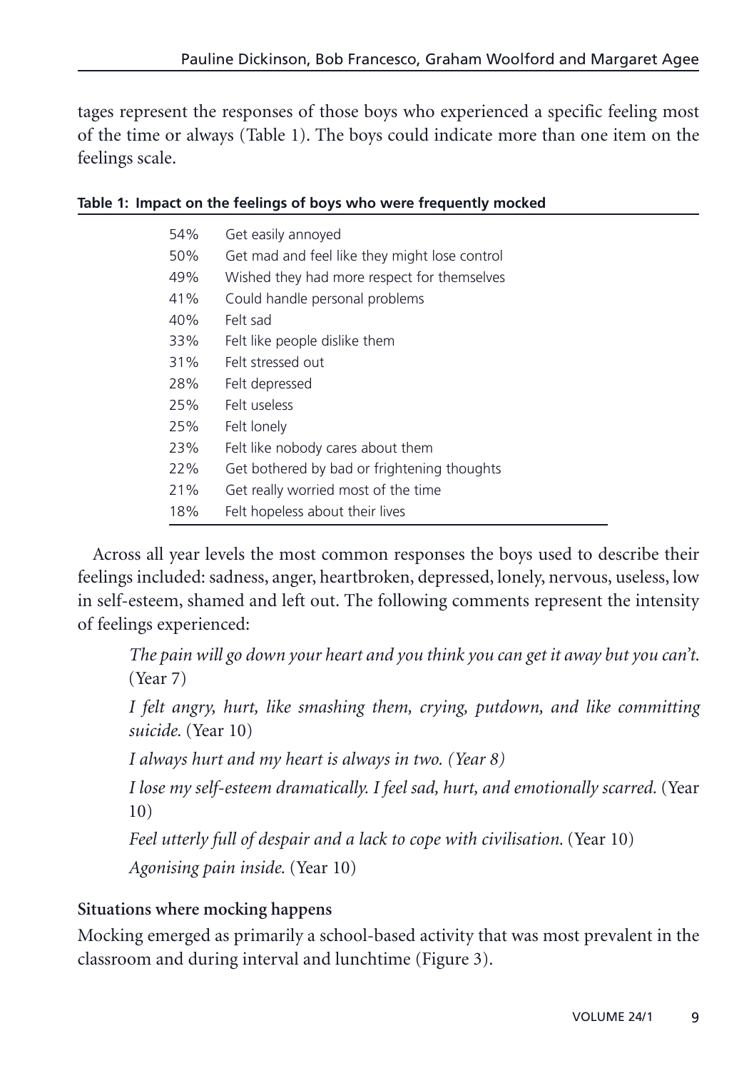tages represent the responses of those boys who experienced a specific feeling most of the time or always (Table 1). The boys could indicate more than one item on the feelings scale.

**Table 1: Impact on the feelings of boys who were frequently mocked**

| | |
|---|---|
| 54% | Get easily annoyed |
| 50% | Get mad and feel like they might lose control |
| 49% | Wished they had more respect for themselves |
| 41% | Could handle personal problems |
| 40% | Felt sad |
| 33% | Felt like people dislike them |
| 31% | Felt stressed out |
| 28% | Felt depressed |
| 25% | Felt useless |
| 25% | Felt lonely |
| 23% | Felt like nobody cares about them |
| 22% | Get bothered by bad or frightening thoughts |
| 21% | Get really worried most of the time |
| 18% | Felt hopeless about their lives |

Across all year levels the most common responses the boys used to describe their feelings included: sadness, anger, heartbroken, depressed, lonely, nervous, useless, low in self-esteem, shamed and left out. The following comments represent the intensity of feelings experienced:

> *The pain will go down your heart and you think you can get it away but you can't.* (Year 7)
>
> *I felt angry, hurt, like smashing them, crying, putdown, and like committing suicide.* (Year 10)
>
> *I always hurt and my heart is always in two. (Year 8)*
>
> *I lose my self-esteem dramatically. I feel sad, hurt, and emotionally scarred.* (Year 10)
>
> *Feel utterly full of despair and a lack to cope with civilisation.* (Year 10)
>
> *Agonising pain inside.* (Year 10)

**Situations where mocking happens**

Mocking emerged as primarily a school-based activity that was most prevalent in the classroom and during interval and lunchtime (Figure 3).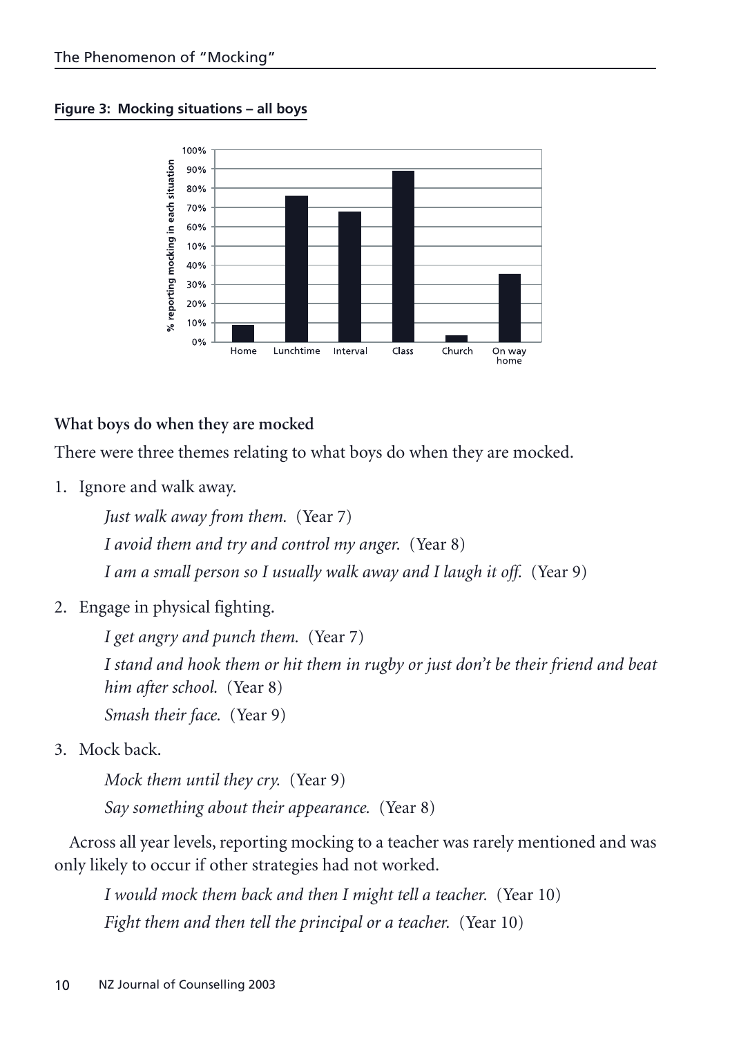**Figure 3: Mocking situations – all boys**

**What boys do when they are mocked**

There were three themes relating to what boys do when they are mocked.

1. Ignore and walk away.

   *Just walk away from them.* (Year 7)

   *I avoid them and try and control my anger.* (Year 8)

   *I am a small person so I usually walk away and I laugh it off.* (Year 9)

2. Engage in physical fighting.

   *I get angry and punch them.* (Year 7)

   *I stand and hook them or hit them in rugby or just don't be their friend and beat him after school.* (Year 8)

   *Smash their face.* (Year 9)

3. Mock back.

   *Mock them until they cry.* (Year 9)

   *Say something about their appearance.* (Year 8)

Across all year levels, reporting mocking to a teacher was rarely mentioned and was only likely to occur if other strategies had not worked.

*I would mock them back and then I might tell a teacher.* (Year 10)

*Fight them and then tell the principal or a teacher.* (Year 10)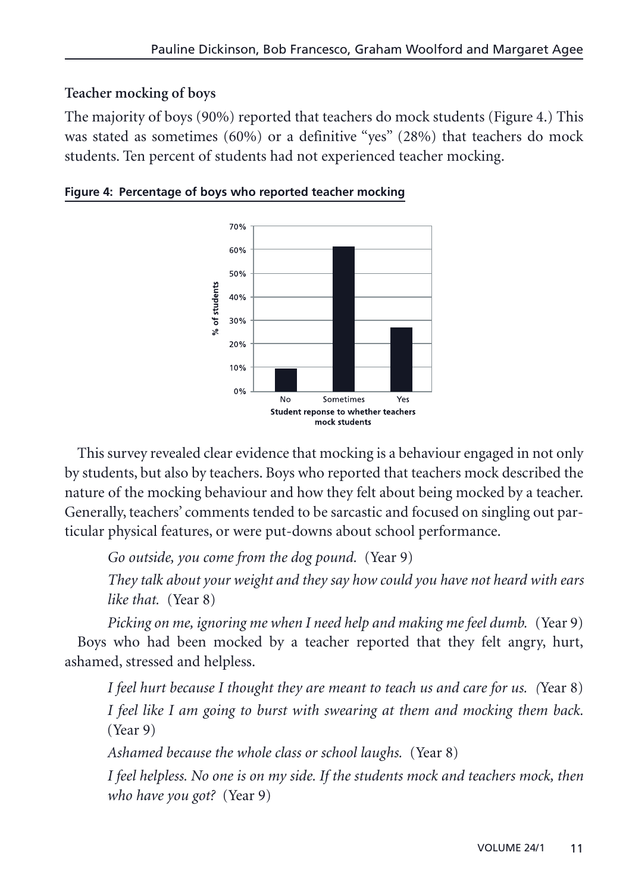**Teacher mocking of boys**

The majority of boys (90%) reported that teachers do mock students (Figure 4.) This was stated as sometimes (60%) or a definitive "yes" (28%) that teachers do mock students. Ten percent of students had not experienced teacher mocking.

**Figure 4: Percentage of boys who reported teacher mocking**

This survey revealed clear evidence that mocking is a behaviour engaged in not only by students, but also by teachers. Boys who reported that teachers mock described the nature of the mocking behaviour and how they felt about being mocked by a teacher. Generally, teachers' comments tended to be sarcastic and focused on singling out particular physical features, or were put-downs about school performance.

> *Go outside, you come from the dog pound.* (Year 9)
>
> *They talk about your weight and they say how could you have not heard with ears like that.* (Year 8)
>
> *Picking on me, ignoring me when I need help and making me feel dumb.* (Year 9)

Boys who had been mocked by a teacher reported that they felt angry, hurt, ashamed, stressed and helpless.

> *I feel hurt because I thought they are meant to teach us and care for us.* (Year 8)
>
> *I feel like I am going to burst with swearing at them and mocking them back.* (Year 9)
>
> *Ashamed because the whole class or school laughs.* (Year 8)
>
> *I feel helpless. No one is on my side. If the students mock and teachers mock, then who have you got?* (Year 9)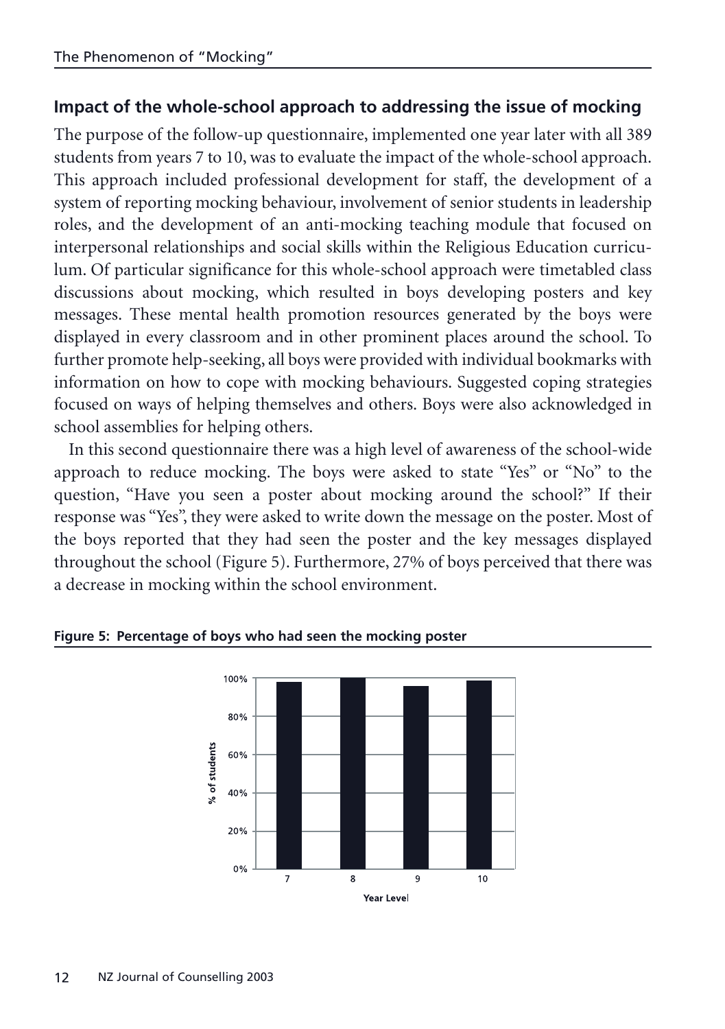## Impact of the whole-school approach to addressing the issue of mocking

The purpose of the follow-up questionnaire, implemented one year later with all 389 students from years 7 to 10, was to evaluate the impact of the whole-school approach. This approach included professional development for staff, the development of a system of reporting mocking behaviour, involvement of senior students in leadership roles, and the development of an anti-mocking teaching module that focused on interpersonal relationships and social skills within the Religious Education curriculum. Of particular significance for this whole-school approach were timetabled class discussions about mocking, which resulted in boys developing posters and key messages. These mental health promotion resources generated by the boys were displayed in every classroom and in other prominent places around the school. To further promote help-seeking, all boys were provided with individual bookmarks with information on how to cope with mocking behaviours. Suggested coping strategies focused on ways of helping themselves and others. Boys were also acknowledged in school assemblies for helping others.

In this second questionnaire there was a high level of awareness of the school-wide approach to reduce mocking. The boys were asked to state "Yes" or "No" to the question, "Have you seen a poster about mocking around the school?" If their response was "Yes", they were asked to write down the message on the poster. Most of the boys reported that they had seen the poster and the key messages displayed throughout the school (Figure 5). Furthermore, 27% of boys perceived that there was a decrease in mocking within the school environment.

**Figure 5: Percentage of boys who had seen the mocking poster**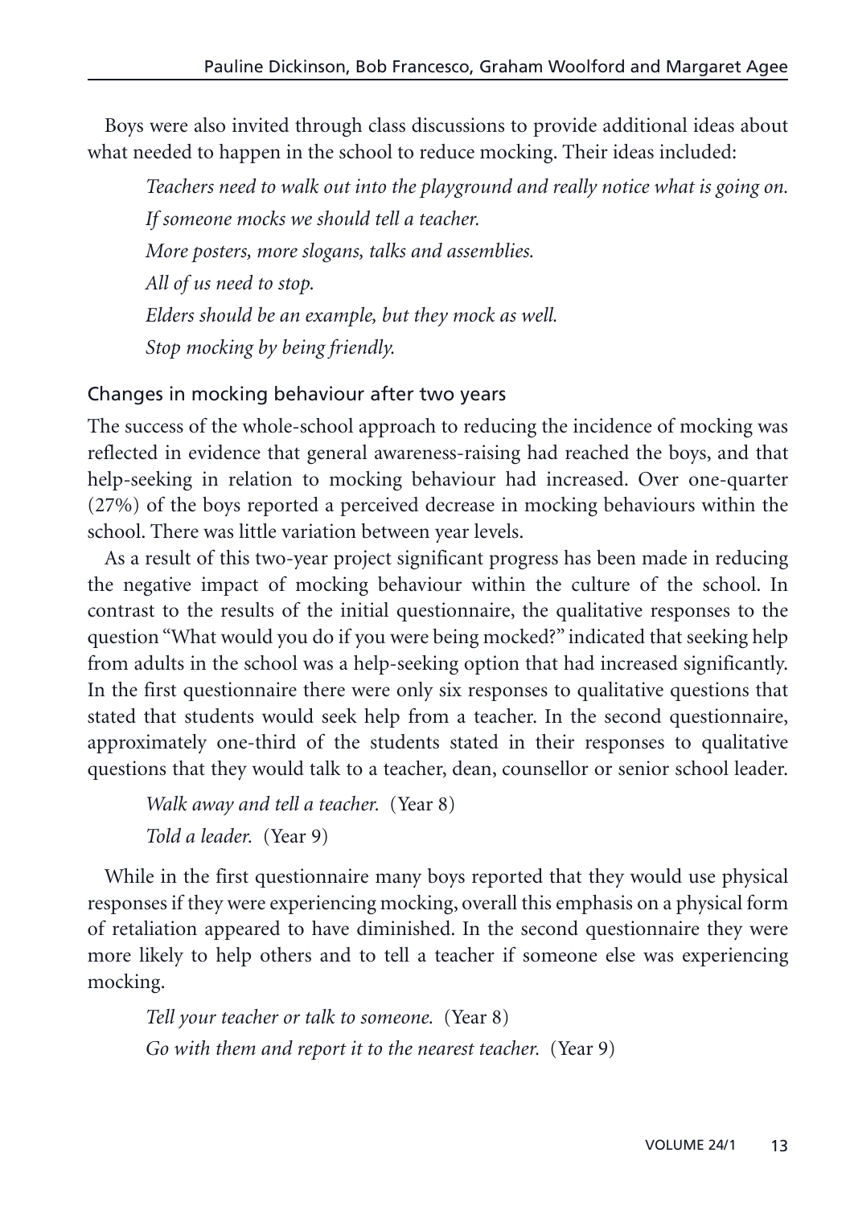Boys were also invited through class discussions to provide additional ideas about what needed to happen in the school to reduce mocking. Their ideas included:

> *Teachers need to walk out into the playground and really notice what is going on.*
>
> *If someone mocks we should tell a teacher.*
>
> *More posters, more slogans, talks and assemblies.*
>
> *All of us need to stop.*
>
> *Elders should be an example, but they mock as well.*
>
> *Stop mocking by being friendly.*

## Changes in mocking behaviour after two years

The success of the whole-school approach to reducing the incidence of mocking was reflected in evidence that general awareness-raising had reached the boys, and that help-seeking in relation to mocking behaviour had increased. Over one-quarter (27%) of the boys reported a perceived decrease in mocking behaviours within the school. There was little variation between year levels.

As a result of this two-year project significant progress has been made in reducing the negative impact of mocking behaviour within the culture of the school. In contrast to the results of the initial questionnaire, the qualitative responses to the question "What would you do if you were being mocked?" indicated that seeking help from adults in the school was a help-seeking option that had increased significantly. In the first questionnaire there were only six responses to qualitative questions that stated that students would seek help from a teacher. In the second questionnaire, approximately one-third of the students stated in their responses to qualitative questions that they would talk to a teacher, dean, counsellor or senior school leader.

> *Walk away and tell a teacher.* (Year 8)
>
> *Told a leader.* (Year 9)

While in the first questionnaire many boys reported that they would use physical responses if they were experiencing mocking, overall this emphasis on a physical form of retaliation appeared to have diminished. In the second questionnaire they were more likely to help others and to tell a teacher if someone else was experiencing mocking.

> *Tell your teacher or talk to someone.* (Year 8)
>
> *Go with them and report it to the nearest teacher.* (Year 9)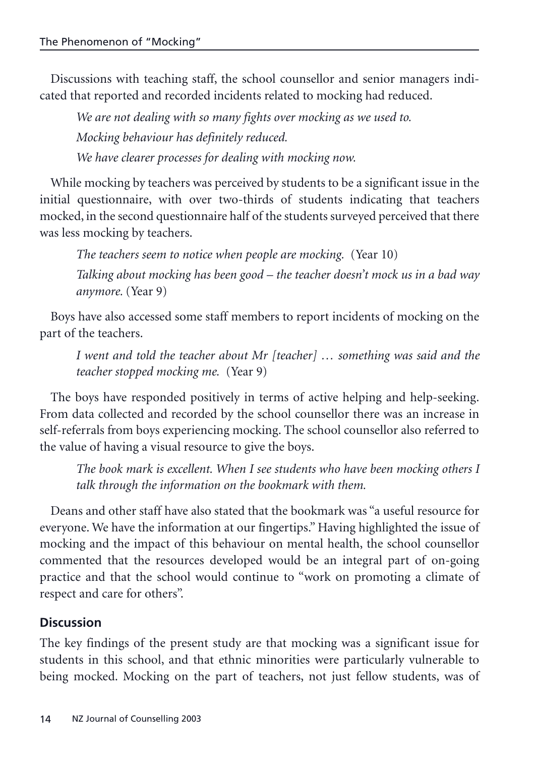Discussions with teaching staff, the school counsellor and senior managers indicated that reported and recorded incidents related to mocking had reduced.

> *We are not dealing with so many fights over mocking as we used to.*
>
> *Mocking behaviour has definitely reduced.*
>
> *We have clearer processes for dealing with mocking now.*

While mocking by teachers was perceived by students to be a significant issue in the initial questionnaire, with over two-thirds of students indicating that teachers mocked, in the second questionnaire half of the students surveyed perceived that there was less mocking by teachers.

> *The teachers seem to notice when people are mocking.* (Year 10)
>
> *Talking about mocking has been good – the teacher doesn't mock us in a bad way anymore.* (Year 9)

Boys have also accessed some staff members to report incidents of mocking on the part of the teachers.

> *I went and told the teacher about Mr [teacher] … something was said and the teacher stopped mocking me.* (Year 9)

The boys have responded positively in terms of active helping and help-seeking. From data collected and recorded by the school counsellor there was an increase in self-referrals from boys experiencing mocking. The school counsellor also referred to the value of having a visual resource to give the boys.

> *The book mark is excellent. When I see students who have been mocking others I talk through the information on the bookmark with them.*

Deans and other staff have also stated that the bookmark was "a useful resource for everyone. We have the information at our fingertips." Having highlighted the issue of mocking and the impact of this behaviour on mental health, the school counsellor commented that the resources developed would be an integral part of on-going practice and that the school would continue to "work on promoting a climate of respect and care for others".

## Discussion

The key findings of the present study are that mocking was a significant issue for students in this school, and that ethnic minorities were particularly vulnerable to being mocked. Mocking on the part of teachers, not just fellow students, was of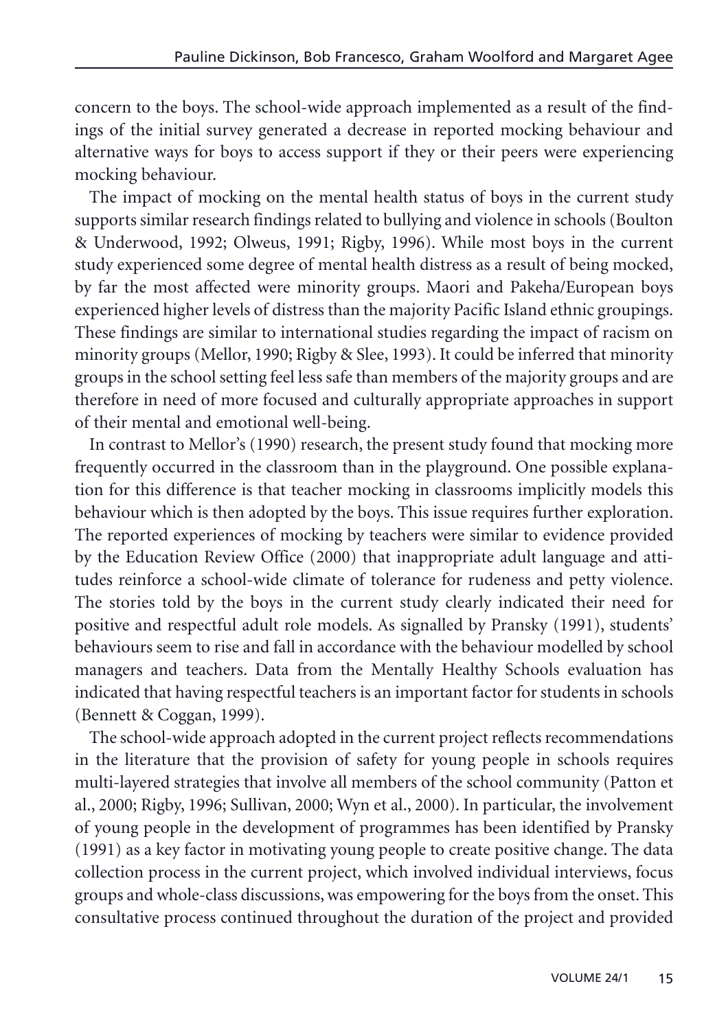concern to the boys. The school-wide approach implemented as a result of the findings of the initial survey generated a decrease in reported mocking behaviour and alternative ways for boys to access support if they or their peers were experiencing mocking behaviour.

The impact of mocking on the mental health status of boys in the current study supports similar research findings related to bullying and violence in schools (Boulton & Underwood, 1992; Olweus, 1991; Rigby, 1996). While most boys in the current study experienced some degree of mental health distress as a result of being mocked, by far the most affected were minority groups. Maori and Pakeha/European boys experienced higher levels of distress than the majority Pacific Island ethnic groupings. These findings are similar to international studies regarding the impact of racism on minority groups (Mellor, 1990; Rigby & Slee, 1993). It could be inferred that minority groups in the school setting feel less safe than members of the majority groups and are therefore in need of more focused and culturally appropriate approaches in support of their mental and emotional well-being.

In contrast to Mellor's (1990) research, the present study found that mocking more frequently occurred in the classroom than in the playground. One possible explanation for this difference is that teacher mocking in classrooms implicitly models this behaviour which is then adopted by the boys. This issue requires further exploration. The reported experiences of mocking by teachers were similar to evidence provided by the Education Review Office (2000) that inappropriate adult language and attitudes reinforce a school-wide climate of tolerance for rudeness and petty violence. The stories told by the boys in the current study clearly indicated their need for positive and respectful adult role models. As signalled by Pransky (1991), students' behaviours seem to rise and fall in accordance with the behaviour modelled by school managers and teachers. Data from the Mentally Healthy Schools evaluation has indicated that having respectful teachers is an important factor for students in schools (Bennett & Coggan, 1999).

The school-wide approach adopted in the current project reflects recommendations in the literature that the provision of safety for young people in schools requires multi-layered strategies that involve all members of the school community (Patton et al., 2000; Rigby, 1996; Sullivan, 2000; Wyn et al., 2000). In particular, the involvement of young people in the development of programmes has been identified by Pransky (1991) as a key factor in motivating young people to create positive change. The data collection process in the current project, which involved individual interviews, focus groups and whole-class discussions, was empowering for the boys from the onset. This consultative process continued throughout the duration of the project and provided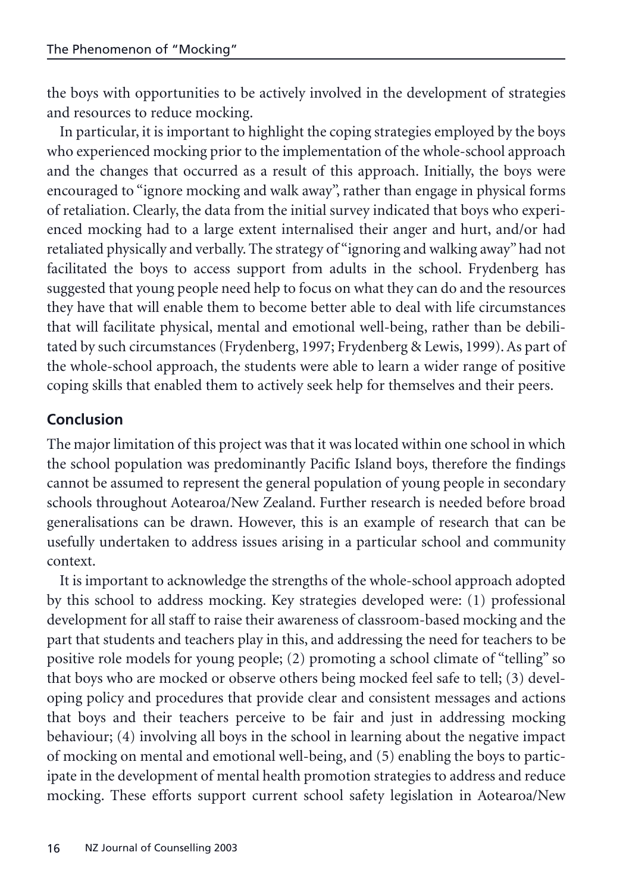the boys with opportunities to be actively involved in the development of strategies and resources to reduce mocking.

In particular, it is important to highlight the coping strategies employed by the boys who experienced mocking prior to the implementation of the whole-school approach and the changes that occurred as a result of this approach. Initially, the boys were encouraged to "ignore mocking and walk away", rather than engage in physical forms of retaliation. Clearly, the data from the initial survey indicated that boys who experienced mocking had to a large extent internalised their anger and hurt, and/or had retaliated physically and verbally. The strategy of "ignoring and walking away" had not facilitated the boys to access support from adults in the school. Frydenberg has suggested that young people need help to focus on what they can do and the resources they have that will enable them to become better able to deal with life circumstances that will facilitate physical, mental and emotional well-being, rather than be debilitated by such circumstances (Frydenberg, 1997; Frydenberg & Lewis, 1999). As part of the whole-school approach, the students were able to learn a wider range of positive coping skills that enabled them to actively seek help for themselves and their peers.

## Conclusion

The major limitation of this project was that it was located within one school in which the school population was predominantly Pacific Island boys, therefore the findings cannot be assumed to represent the general population of young people in secondary schools throughout Aotearoa/New Zealand. Further research is needed before broad generalisations can be drawn. However, this is an example of research that can be usefully undertaken to address issues arising in a particular school and community context.

It is important to acknowledge the strengths of the whole-school approach adopted by this school to address mocking. Key strategies developed were: (1) professional development for all staff to raise their awareness of classroom-based mocking and the part that students and teachers play in this, and addressing the need for teachers to be positive role models for young people; (2) promoting a school climate of "telling" so that boys who are mocked or observe others being mocked feel safe to tell; (3) developing policy and procedures that provide clear and consistent messages and actions that boys and their teachers perceive to be fair and just in addressing mocking behaviour; (4) involving all boys in the school in learning about the negative impact of mocking on mental and emotional well-being, and (5) enabling the boys to participate in the development of mental health promotion strategies to address and reduce mocking. These efforts support current school safety legislation in Aotearoa/New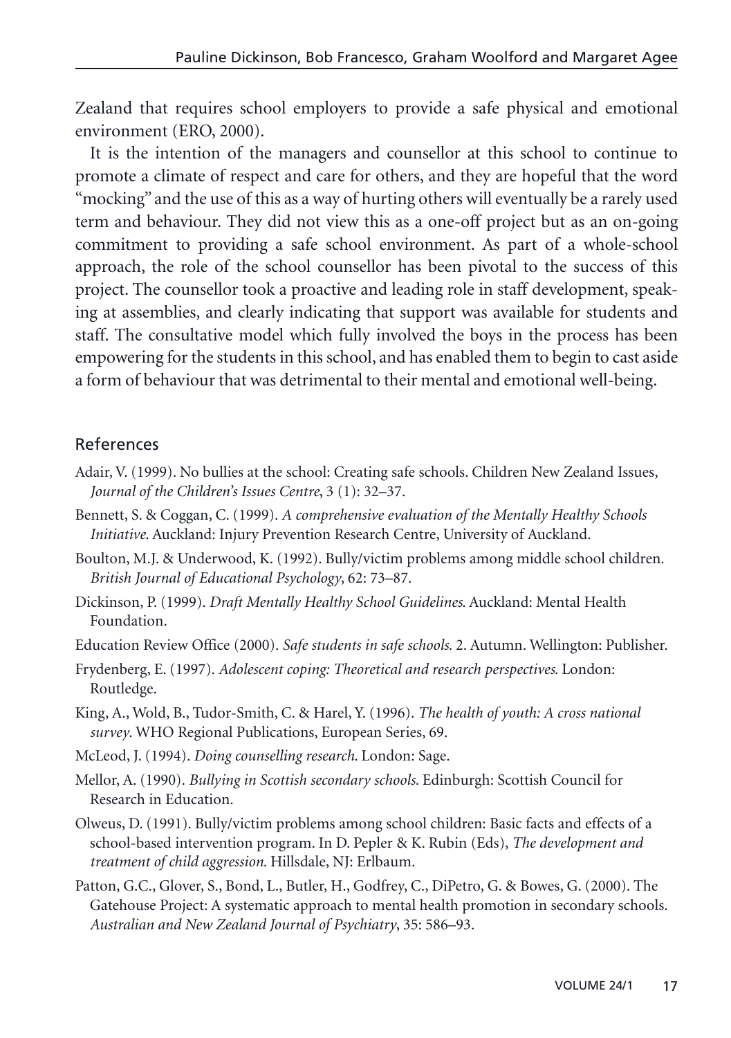Zealand that requires school employers to provide a safe physical and emotional environment (ERO, 2000).

It is the intention of the managers and counsellor at this school to continue to promote a climate of respect and care for others, and they are hopeful that the word "mocking" and the use of this as a way of hurting others will eventually be a rarely used term and behaviour. They did not view this as a one-off project but as an on-going commitment to providing a safe school environment. As part of a whole-school approach, the role of the school counsellor has been pivotal to the success of this project. The counsellor took a proactive and leading role in staff development, speaking at assemblies, and clearly indicating that support was available for students and staff. The consultative model which fully involved the boys in the process has been empowering for the students in this school, and has enabled them to begin to cast aside a form of behaviour that was detrimental to their mental and emotional well-being.

## References

Adair, V. (1999). No bullies at the school: Creating safe schools. Children New Zealand Issues, *Journal of the Children's Issues Centre*, 3 (1): 32–37.

Bennett, S. & Coggan, C. (1999). *A comprehensive evaluation of the Mentally Healthy Schools Initiative*. Auckland: Injury Prevention Research Centre, University of Auckland.

Boulton, M.J. & Underwood, K. (1992). Bully/victim problems among middle school children. *British Journal of Educational Psychology*, 62: 73–87.

Dickinson, P. (1999). *Draft Mentally Healthy School Guidelines*. Auckland: Mental Health Foundation.

Education Review Office (2000). *Safe students in safe schools*. 2. Autumn. Wellington: Publisher.

Frydenberg, E. (1997). *Adolescent coping: Theoretical and research perspectives*. London: Routledge.

King, A., Wold, B., Tudor-Smith, C. & Harel, Y. (1996). *The health of youth: A cross national survey*. WHO Regional Publications, European Series, 69.

McLeod, J. (1994). *Doing counselling research*. London: Sage.

Mellor, A. (1990). *Bullying in Scottish secondary schools*. Edinburgh: Scottish Council for Research in Education.

Olweus, D. (1991). Bully/victim problems among school children: Basic facts and effects of a school-based intervention program. In D. Pepler & K. Rubin (Eds), *The development and treatment of child aggression*. Hillsdale, NJ: Erlbaum.

Patton, G.C., Glover, S., Bond, L., Butler, H., Godfrey, C., DiPetro, G. & Bowes, G. (2000). The Gatehouse Project: A systematic approach to mental health promotion in secondary schools. *Australian and New Zealand Journal of Psychiatry*, 35: 586–93.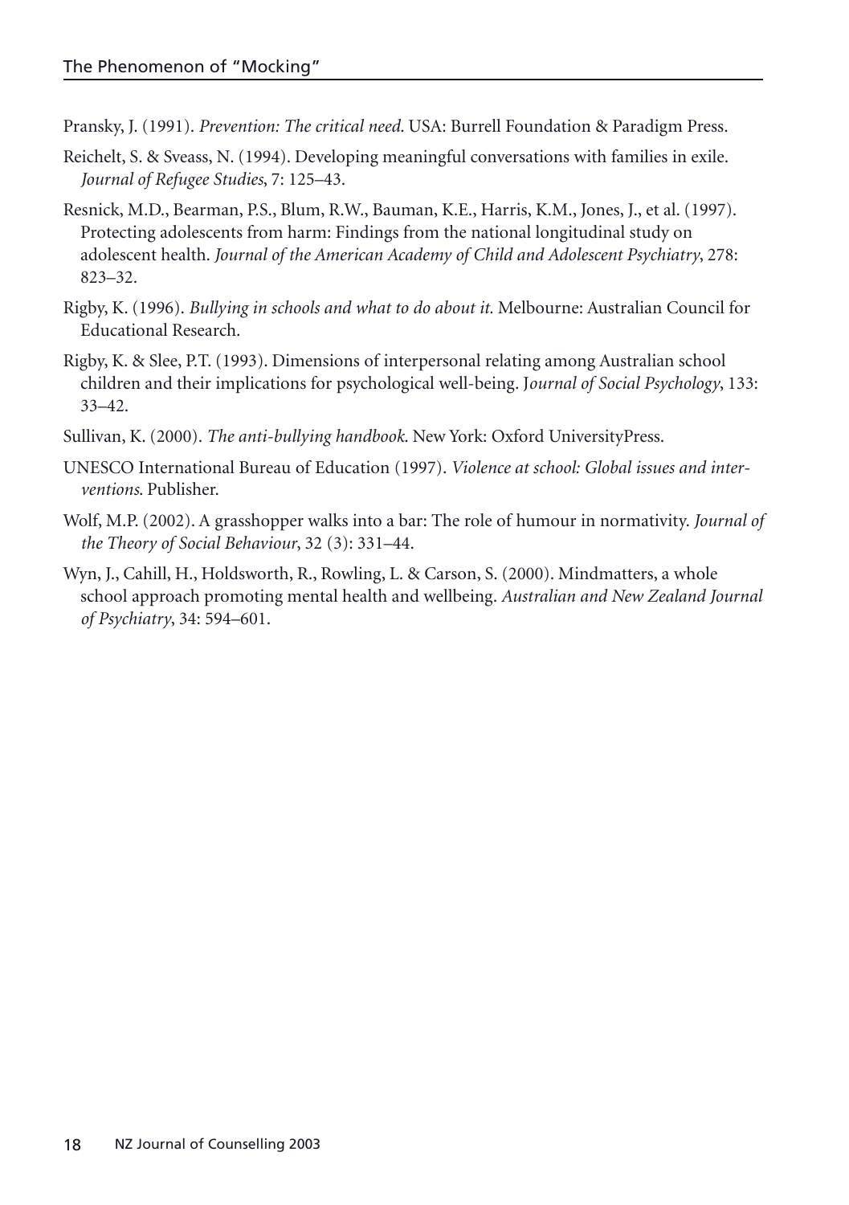Pransky, J. (1991). *Prevention: The critical need*. USA: Burrell Foundation & Paradigm Press.

Reichelt, S. & Sveass, N. (1994). Developing meaningful conversations with families in exile. *Journal of Refugee Studies*, 7: 125–43.

Resnick, M.D., Bearman, P.S., Blum, R.W., Bauman, K.E., Harris, K.M., Jones, J., et al. (1997). Protecting adolescents from harm: Findings from the national longitudinal study on adolescent health. *Journal of the American Academy of Child and Adolescent Psychiatry*, 278: 823–32.

Rigby, K. (1996). *Bullying in schools and what to do about it.* Melbourne: Australian Council for Educational Research.

Rigby, K. & Slee, P.T. (1993). Dimensions of interpersonal relating among Australian school children and their implications for psychological well-being. J*ournal of Social Psychology*, 133: 33–42.

Sullivan, K. (2000). *The anti-bullying handbook.* New York: Oxford UniversityPress.

UNESCO International Bureau of Education (1997). *Violence at school: Global issues and interventions.* Publisher.

Wolf, M.P. (2002). A grasshopper walks into a bar: The role of humour in normativity. *Journal of the Theory of Social Behaviour*, 32 (3): 331–44.

Wyn, J., Cahill, H., Holdsworth, R., Rowling, L. & Carson, S. (2000). Mindmatters, a whole school approach promoting mental health and wellbeing. *Australian and New Zealand Journal of Psychiatry*, 34: 594–601.